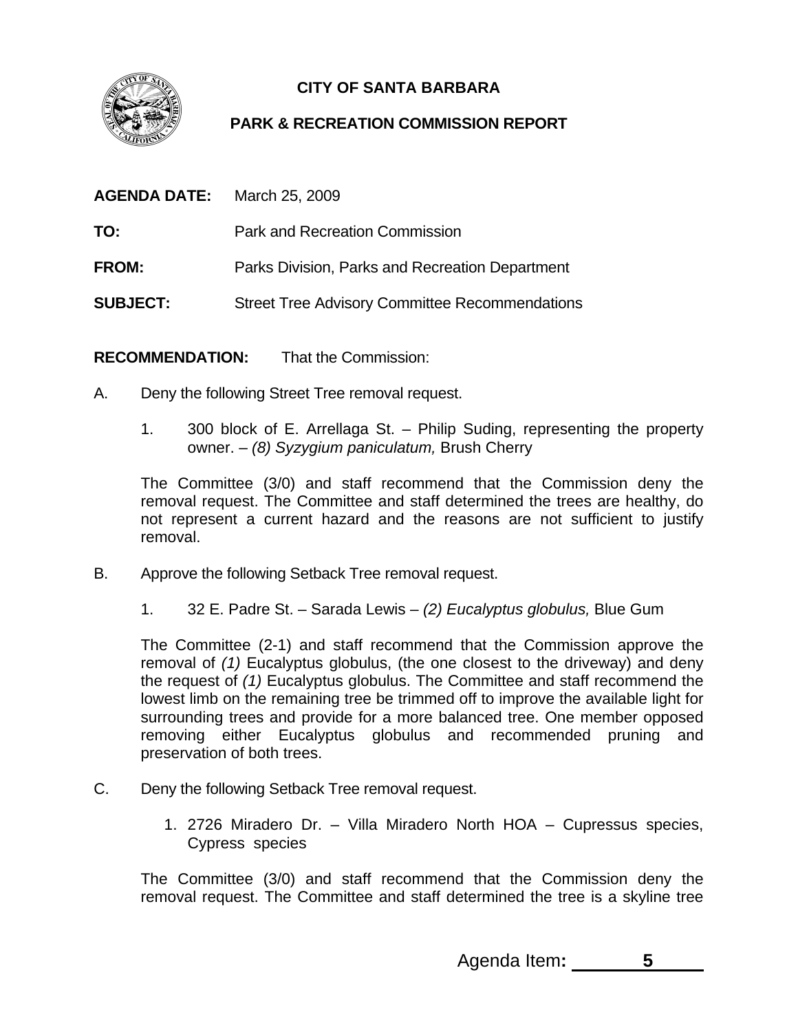**CITY OF SANTA BARBARA**

**PARK & RECREATION COMMISSION REPORT**

**AGENDA DATE:** March 25, 2009

**TO:** Park and Recreation Commission

**FROM:** Parks Division, Parks and Recreation Department

**SUBJECT:** Street Tree Advisory Committee Recommendations

**RECOMMENDATION:** That the Commission:

A. Deny the following Street Tree removal request.

1. 300 block of E. Arrellaga St. – Philip Suding, representing the property owner. – *(8) Syzygium paniculatum,* Brush Cherry

The Committee (3/0) and staff recommend that the Commission deny the removal request. The Committee and staff determined the trees are healthy, do not represent a current hazard and the reasons are not sufficient to justify removal.

B. Approve the following Setback Tree removal request.

1. 32 E. Padre St. – Sarada Lewis – *(2) Eucalyptus globulus,* Blue Gum

The Committee (2-1) and staff recommend that the Commission approve the removal of *(1)* Eucalyptus globulus, (the one closest to the driveway) and deny the request of *(1)* Eucalyptus globulus. The Committee and staff recommend the lowest limb on the remaining tree be trimmed off to improve the available light for surrounding trees and provide for a more balanced tree. One member opposed removing either Eucalyptus globulus and recommended pruning and preservation of both trees.

C. Deny the following Setback Tree removal request.

1. 2726 Miradero Dr. – Villa Miradero North HOA – Cupressus species, Cypress species

The Committee (3/0) and staff recommend that the Commission deny the removal request. The Committee and staff determined the tree is a skyline tree

Agenda Item**:** 5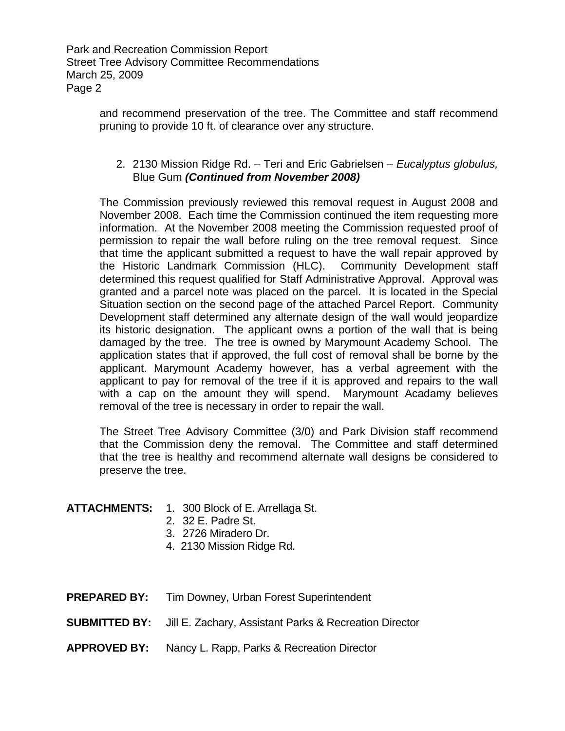and recommend preservation of the tree. The Committee and staff recommend pruning to provide 10 ft. of clearance over any structure.

2. 2130 Mission Ridge Rd. – Teri and Eric Gabrielsen – *Eucalyptus globulus,* Blue Gum ***(Continued from November 2008)***

The Commission previously reviewed this removal request in August 2008 and November 2008. Each time the Commission continued the item requesting more information. At the November 2008 meeting the Commission requested proof of permission to repair the wall before ruling on the tree removal request. Since that time the applicant submitted a request to have the wall repair approved by the Historic Landmark Commission (HLC). Community Development staff determined this request qualified for Staff Administrative Approval. Approval was granted and a parcel note was placed on the parcel. It is located in the Special Situation section on the second page of the attached Parcel Report. Community Development staff determined any alternate design of the wall would jeopardize its historic designation. The applicant owns a portion of the wall that is being damaged by the tree. The tree is owned by Marymount Academy School. The application states that if approved, the full cost of removal shall be borne by the applicant. Marymount Academy however, has a verbal agreement with the applicant to pay for removal of the tree if it is approved and repairs to the wall with a cap on the amount they will spend. Marymount Acadamy believes removal of the tree is necessary in order to repair the wall.

The Street Tree Advisory Committee (3/0) and Park Division staff recommend that the Commission deny the removal. The Committee and staff determined that the tree is healthy and recommend alternate wall designs be considered to preserve the tree.

**ATTACHMENTS:**
1. 300 Block of E. Arrellaga St.
2. 32 E. Padre St.
3. 2726 Miradero Dr.
4. 2130 Mission Ridge Rd.

**PREPARED BY:** Tim Downey, Urban Forest Superintendent

**SUBMITTED BY:** Jill E. Zachary, Assistant Parks & Recreation Director

**APPROVED BY:** Nancy L. Rapp, Parks & Recreation Director